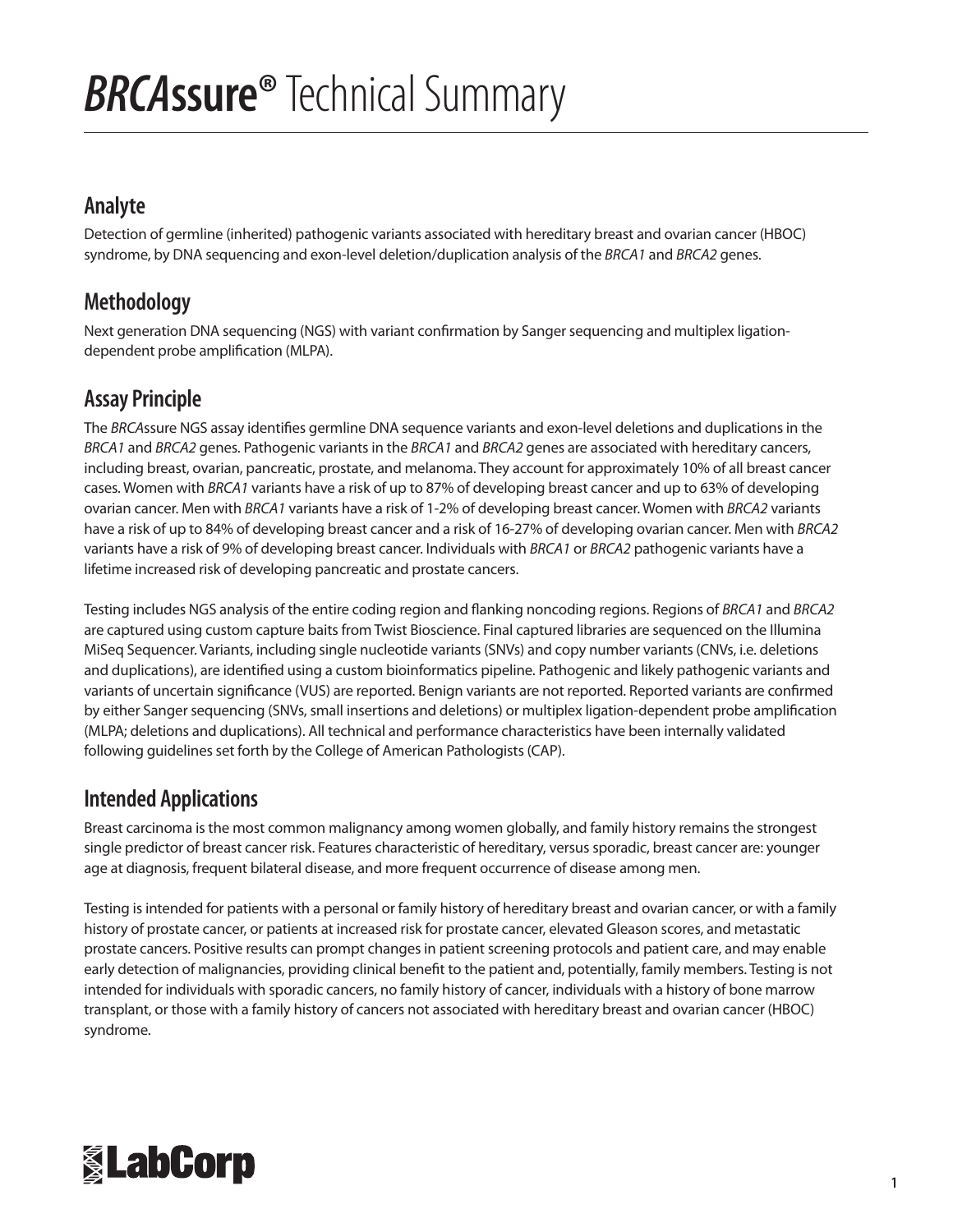# *BRCA*ssure® Technical Summary

## Analyte

Detection of germline (inherited) pathogenic variants associated with hereditary breast and ovarian cancer (HBOC) syndrome, by DNA sequencing and exon-level deletion/duplication analysis of the *BRCA1* and *BRCA2* genes.

## Methodology

Next generation DNA sequencing (NGS) with variant confirmation by Sanger sequencing and multiplex ligation-dependent probe amplification (MLPA).

## Assay Principle

The *BRCA*ssure NGS assay identifies germline DNA sequence variants and exon-level deletions and duplications in the *BRCA1* and *BRCA2* genes. Pathogenic variants in the *BRCA1* and *BRCA2* genes are associated with hereditary cancers, including breast, ovarian, pancreatic, prostate, and melanoma. They account for approximately 10% of all breast cancer cases. Women with *BRCA1* variants have a risk of up to 87% of developing breast cancer and up to 63% of developing ovarian cancer. Men with *BRCA1* variants have a risk of 1-2% of developing breast cancer. Women with *BRCA2* variants have a risk of up to 84% of developing breast cancer and a risk of 16-27% of developing ovarian cancer. Men with *BRCA2* variants have a risk of 9% of developing breast cancer. Individuals with *BRCA1* or *BRCA2* pathogenic variants have a lifetime increased risk of developing pancreatic and prostate cancers.

Testing includes NGS analysis of the entire coding region and flanking noncoding regions. Regions of *BRCA1* and *BRCA2* are captured using custom capture baits from Twist Bioscience. Final captured libraries are sequenced on the Illumina MiSeq Sequencer. Variants, including single nucleotide variants (SNVs) and copy number variants (CNVs, i.e. deletions and duplications), are identified using a custom bioinformatics pipeline. Pathogenic and likely pathogenic variants and variants of uncertain significance (VUS) are reported. Benign variants are not reported. Reported variants are confirmed by either Sanger sequencing (SNVs, small insertions and deletions) or multiplex ligation-dependent probe amplification (MLPA; deletions and duplications). All technical and performance characteristics have been internally validated following guidelines set forth by the College of American Pathologists (CAP).

## Intended Applications

Breast carcinoma is the most common malignancy among women globally, and family history remains the strongest single predictor of breast cancer risk. Features characteristic of hereditary, versus sporadic, breast cancer are: younger age at diagnosis, frequent bilateral disease, and more frequent occurrence of disease among men.

Testing is intended for patients with a personal or family history of hereditary breast and ovarian cancer, or with a family history of prostate cancer, or patients at increased risk for prostate cancer, elevated Gleason scores, and metastatic prostate cancers. Positive results can prompt changes in patient screening protocols and patient care, and may enable early detection of malignancies, providing clinical benefit to the patient and, potentially, family members. Testing is not intended for individuals with sporadic cancers, no family history of cancer, individuals with a history of bone marrow transplant, or those with a family history of cancers not associated with hereditary breast and ovarian cancer (HBOC) syndrome.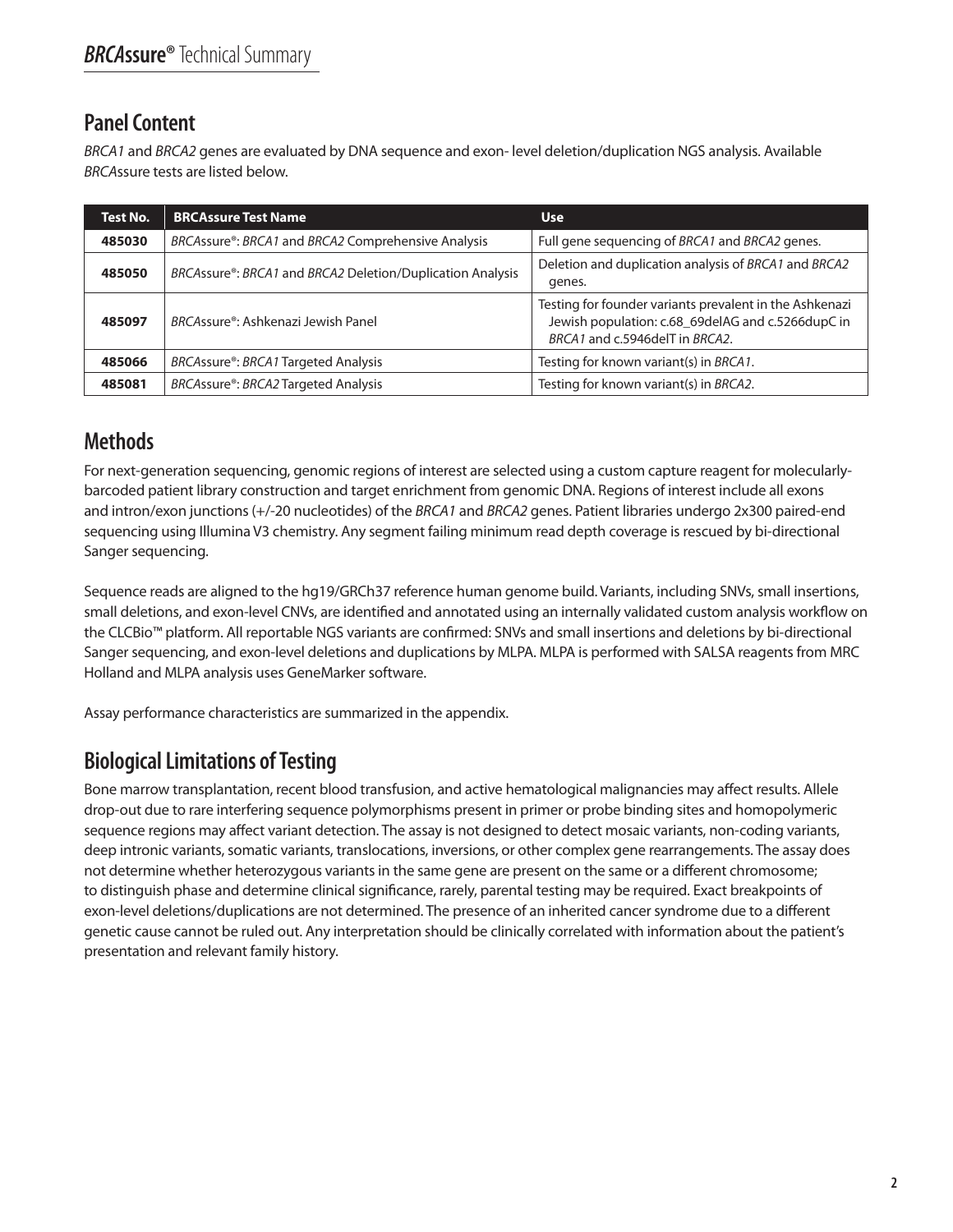## Panel Content

*BRCA1* and *BRCA2* genes are evaluated by DNA sequence and exon- level deletion/duplication NGS analysis. Available *BRCA*ssure tests are listed below.

| Test No. | BRCAssure Test Name | Use |
|---|---|---|
| **485030** | *BRCA*ssure®: *BRCA1* and *BRCA2* Comprehensive Analysis | Full gene sequencing of *BRCA1* and *BRCA2* genes. |
| **485050** | *BRCA*ssure®: *BRCA1* and *BRCA2* Deletion/Duplication Analysis | Deletion and duplication analysis of *BRCA1* and *BRCA2* genes. |
| **485097** | *BRCA*ssure®: Ashkenazi Jewish Panel | Testing for founder variants prevalent in the Ashkenazi Jewish population: c.68_69delAG and c.5266dupC in *BRCA1* and c.5946delT in *BRCA2*. |
| **485066** | *BRCA*ssure®: *BRCA1* Targeted Analysis | Testing for known variant(s) in *BRCA1*. |
| **485081** | *BRCA*ssure®: *BRCA2* Targeted Analysis | Testing for known variant(s) in *BRCA2*. |

## Methods

For next-generation sequencing, genomic regions of interest are selected using a custom capture reagent for molecularly-barcoded patient library construction and target enrichment from genomic DNA. Regions of interest include all exons and intron/exon junctions (+/-20 nucleotides) of the *BRCA1* and *BRCA2* genes. Patient libraries undergo 2x300 paired-end sequencing using Illumina V3 chemistry. Any segment failing minimum read depth coverage is rescued by bi-directional Sanger sequencing.

Sequence reads are aligned to the hg19/GRCh37 reference human genome build. Variants, including SNVs, small insertions, small deletions, and exon-level CNVs, are identified and annotated using an internally validated custom analysis workflow on the CLCBio™ platform. All reportable NGS variants are confirmed: SNVs and small insertions and deletions by bi-directional Sanger sequencing, and exon-level deletions and duplications by MLPA. MLPA is performed with SALSA reagents from MRC Holland and MLPA analysis uses GeneMarker software.

Assay performance characteristics are summarized in the appendix.

## Biological Limitations of Testing

Bone marrow transplantation, recent blood transfusion, and active hematological malignancies may affect results. Allele drop-out due to rare interfering sequence polymorphisms present in primer or probe binding sites and homopolymeric sequence regions may affect variant detection. The assay is not designed to detect mosaic variants, non-coding variants, deep intronic variants, somatic variants, translocations, inversions, or other complex gene rearrangements. The assay does not determine whether heterozygous variants in the same gene are present on the same or a different chromosome; to distinguish phase and determine clinical significance, rarely, parental testing may be required. Exact breakpoints of exon-level deletions/duplications are not determined. The presence of an inherited cancer syndrome due to a different genetic cause cannot be ruled out. Any interpretation should be clinically correlated with information about the patient's presentation and relevant family history.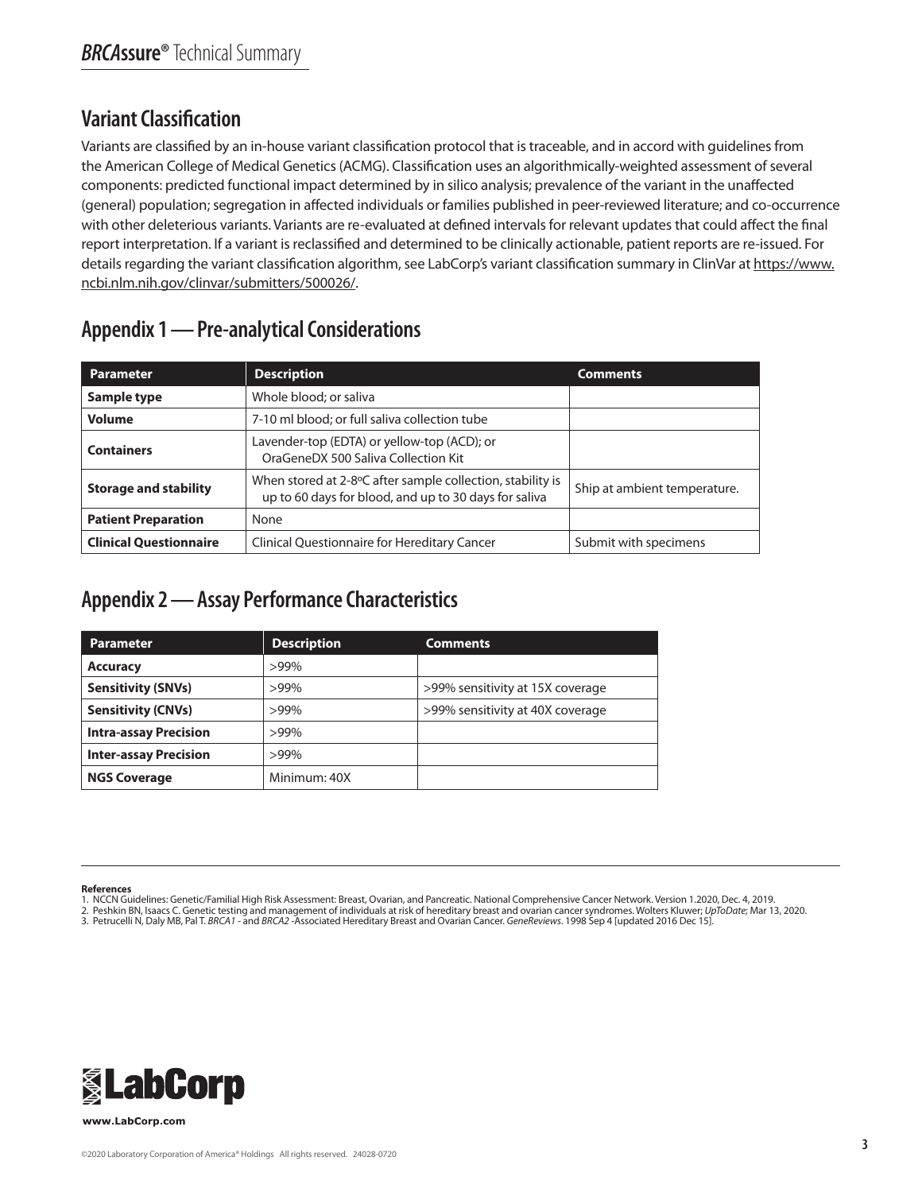## Variant Classification

Variants are classified by an in-house variant classification protocol that is traceable, and in accord with guidelines from the American College of Medical Genetics (ACMG). Classification uses an algorithmically-weighted assessment of several components: predicted functional impact determined by in silico analysis; prevalence of the variant in the unaffected (general) population; segregation in affected individuals or families published in peer-reviewed literature; and co-occurrence with other deleterious variants. Variants are re-evaluated at defined intervals for relevant updates that could affect the final report interpretation. If a variant is reclassified and determined to be clinically actionable, patient reports are re-issued. For details regarding the variant classification algorithm, see LabCorp's variant classification summary in ClinVar at https://www.ncbi.nlm.nih.gov/clinvar/submitters/500026/.

## Appendix 1 — Pre-analytical Considerations

| Parameter | Description | Comments |
| --- | --- | --- |
| **Sample type** | Whole blood; or saliva | |
| **Volume** | 7-10 ml blood; or full saliva collection tube | |
| **Containers** | Lavender-top (EDTA) or yellow-top (ACD); or OraGeneDX 500 Saliva Collection Kit | |
| **Storage and stability** | When stored at 2-8ºC after sample collection, stability is up to 60 days for blood, and up to 30 days for saliva | Ship at ambient temperature. |
| **Patient Preparation** | None | |
| **Clinical Questionnaire** | Clinical Questionnaire for Hereditary Cancer | Submit with specimens |

## Appendix 2 — Assay Performance Characteristics

| Parameter | Description | Comments |
| --- | --- | --- |
| **Accuracy** | >99% | |
| **Sensitivity (SNVs)** | >99% | >99% sensitivity at 15X coverage |
| **Sensitivity (CNVs)** | >99% | >99% sensitivity at 40X coverage |
| **Intra-assay Precision** | >99% | |
| **Inter-assay Precision** | >99% | |
| **NGS Coverage** | Minimum: 40X | |

**References**

1. NCCN Guidelines: Genetic/Familial High Risk Assessment: Breast, Ovarian, and Pancreatic. National Comprehensive Cancer Network. Version 1.2020, Dec. 4, 2019.
2. Peshkin BN, Isaacs C. Genetic testing and management of individuals at risk of hereditary breast and ovarian cancer syndromes. Wolters Kluwer; *UpToDate*; Mar 13, 2020.
3. Petrucelli N, Daly MB, Pal T. *BRCA1* - and *BRCA2* -Associated Hereditary Breast and Ovarian Cancer. *GeneReviews*. 1998 Sep 4 [updated 2016 Dec 15].

LabCorp

www.LabCorp.com

©2020 Laboratory Corporation of America® Holdings All rights reserved. 24028-0720